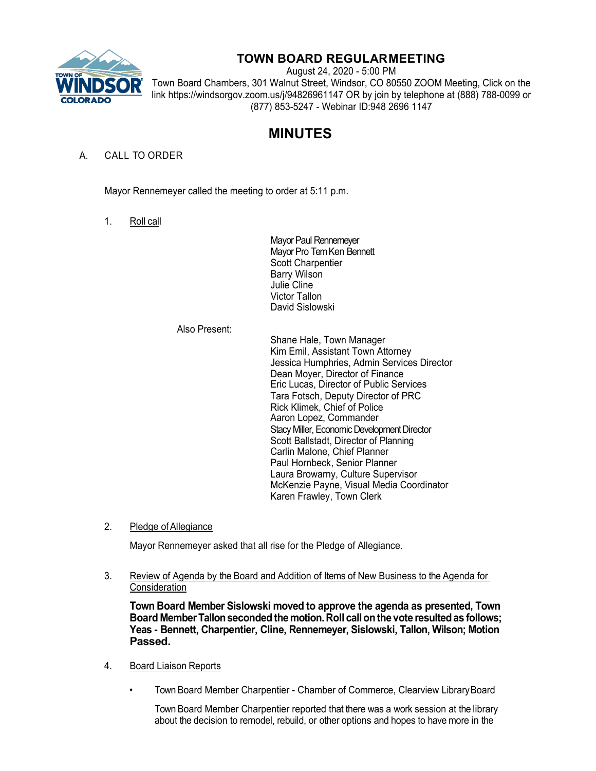# TOWN BOARD REGULAR MEETING

August 24, 2020 - 5:00 PM

Town Board Chambers, 301 Walnut Street, Windsor, CO 80550 ZOOM Meeting, Click on the link https://windsorgov.zoom.us/j/94826961147 OR by join by telephone at (888) 788-0099 or (877) 853-5247 - Webinar ID:948 2696 1147

# MINUTES

A. CALL TO ORDER

Mayor Rennemeyer called the meeting to order at 5:11 p.m.

1. Roll call

Mayor Paul Rennemeyer
Mayor Pro Tem Ken Bennett
Scott Charpentier
Barry Wilson
Julie Cline
Victor Tallon
David Sislowski

Also Present:

Shane Hale, Town Manager
Kim Emil, Assistant Town Attorney
Jessica Humphries, Admin Services Director
Dean Moyer, Director of Finance
Eric Lucas, Director of Public Services
Tara Fotsch, Deputy Director of PRC
Rick Klimek, Chief of Police
Aaron Lopez, Commander
Stacy Miller, Economic Development Director
Scott Ballstadt, Director of Planning
Carlin Malone, Chief Planner
Paul Hornbeck, Senior Planner
Laura Browarny, Culture Supervisor
McKenzie Payne, Visual Media Coordinator
Karen Frawley, Town Clerk

2. Pledge of Allegiance

Mayor Rennemeyer asked that all rise for the Pledge of Allegiance.

3. Review of Agenda by the Board and Addition of Items of New Business to the Agenda for Consideration

**Town Board Member Sislowski moved to approve the agenda as presented, Town Board Member Tallon seconded the motion. Roll call on the vote resulted as follows; Yeas - Bennett, Charpentier, Cline, Rennemeyer, Sislowski, Tallon, Wilson; Motion Passed.**

4. Board Liaison Reports

- Town Board Member Charpentier - Chamber of Commerce, Clearview Library Board

  Town Board Member Charpentier reported that there was a work session at the library about the decision to remodel, rebuild, or other options and hopes to have more in the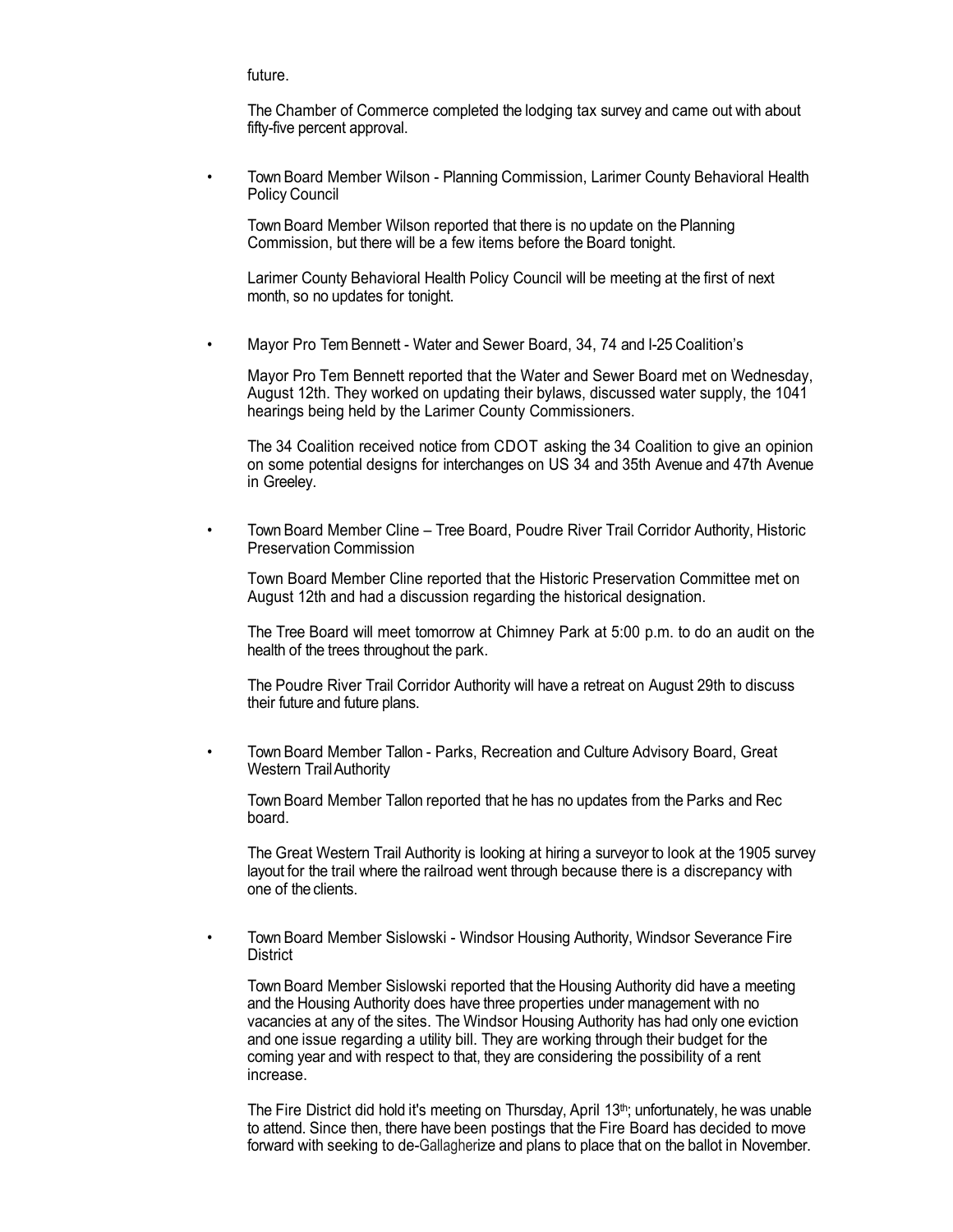future.

The Chamber of Commerce completed the lodging tax survey and came out with about fifty-five percent approval.

- Town Board Member Wilson - Planning Commission, Larimer County Behavioral Health Policy Council

  Town Board Member Wilson reported that there is no update on the Planning Commission, but there will be a few items before the Board tonight.

  Larimer County Behavioral Health Policy Council will be meeting at the first of next month, so no updates for tonight.

- Mayor Pro Tem Bennett - Water and Sewer Board, 34, 74 and I-25 Coalition's

  Mayor Pro Tem Bennett reported that the Water and Sewer Board met on Wednesday, August 12th. They worked on updating their bylaws, discussed water supply, the 1041 hearings being held by the Larimer County Commissioners.

  The 34 Coalition received notice from CDOT asking the 34 Coalition to give an opinion on some potential designs for interchanges on US 34 and 35th Avenue and 47th Avenue in Greeley.

- Town Board Member Cline – Tree Board, Poudre River Trail Corridor Authority, Historic Preservation Commission

  Town Board Member Cline reported that the Historic Preservation Committee met on August 12th and had a discussion regarding the historical designation.

  The Tree Board will meet tomorrow at Chimney Park at 5:00 p.m. to do an audit on the health of the trees throughout the park.

  The Poudre River Trail Corridor Authority will have a retreat on August 29th to discuss their future and future plans.

- Town Board Member Tallon - Parks, Recreation and Culture Advisory Board, Great Western Trail Authority

  Town Board Member Tallon reported that he has no updates from the Parks and Rec board.

  The Great Western Trail Authority is looking at hiring a surveyor to look at the 1905 survey layout for the trail where the railroad went through because there is a discrepancy with one of the clients.

- Town Board Member Sislowski - Windsor Housing Authority, Windsor Severance Fire District

  Town Board Member Sislowski reported that the Housing Authority did have a meeting and the Housing Authority does have three properties under management with no vacancies at any of the sites. The Windsor Housing Authority has had only one eviction and one issue regarding a utility bill. They are working through their budget for the coming year and with respect to that, they are considering the possibility of a rent increase.

  The Fire District did hold it's meeting on Thursday, April 13th; unfortunately, he was unable to attend. Since then, there have been postings that the Fire Board has decided to move forward with seeking to de-Gallagherize and plans to place that on the ballot in November.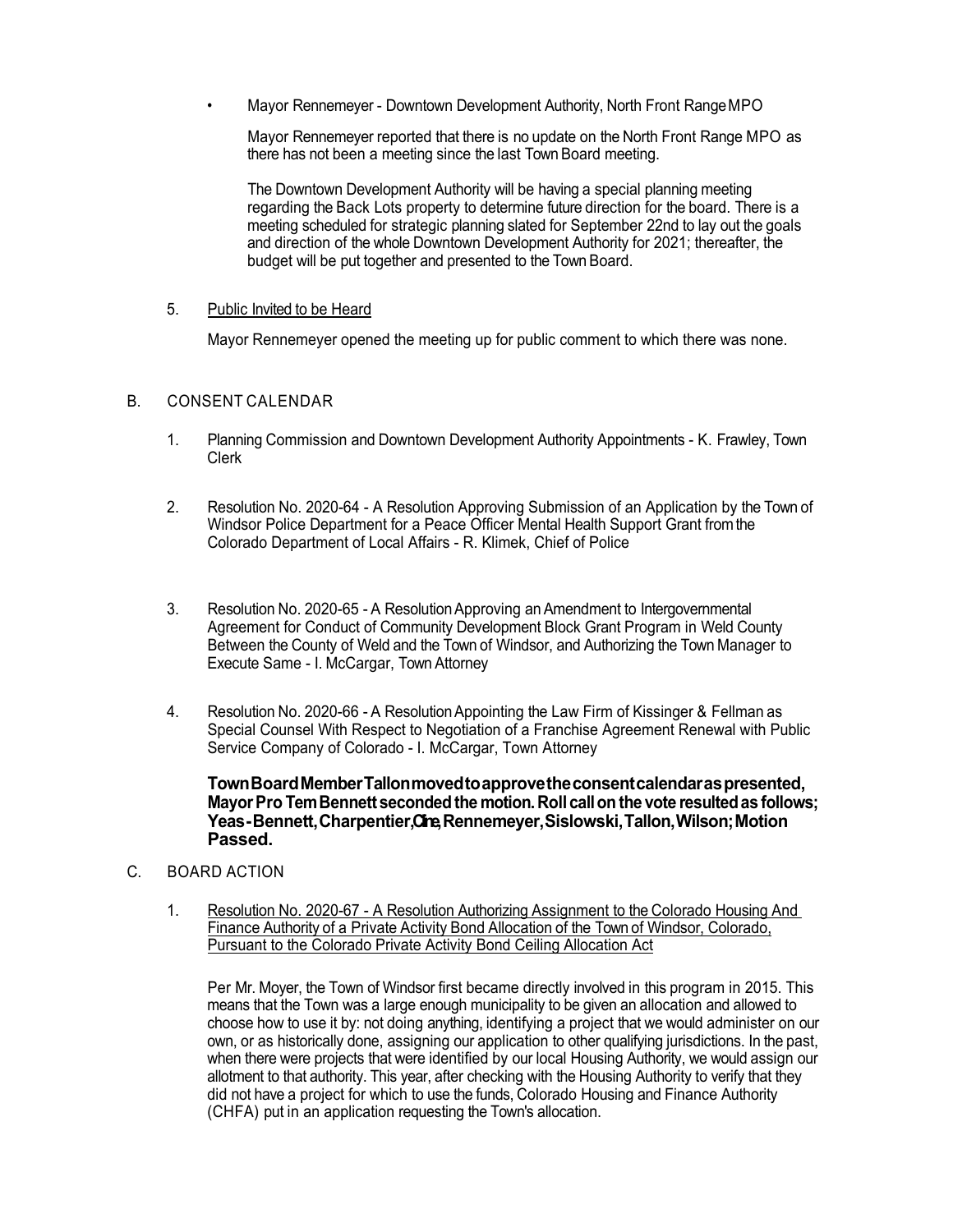- Mayor Rennemeyer - Downtown Development Authority, North Front Range MPO

  Mayor Rennemeyer reported that there is no update on the North Front Range MPO as there has not been a meeting since the last Town Board meeting.

  The Downtown Development Authority will be having a special planning meeting regarding the Back Lots property to determine future direction for the board. There is a meeting scheduled for strategic planning slated for September 22nd to lay out the goals and direction of the whole Downtown Development Authority for 2021; thereafter, the budget will be put together and presented to the Town Board.

5. Public Invited to be Heard

   Mayor Rennemeyer opened the meeting up for public comment to which there was none.

## B. CONSENT CALENDAR

1. Planning Commission and Downtown Development Authority Appointments - K. Frawley, Town Clerk

2. Resolution No. 2020-64 - A Resolution Approving Submission of an Application by the Town of Windsor Police Department for a Peace Officer Mental Health Support Grant from the Colorado Department of Local Affairs - R. Klimek, Chief of Police

3. Resolution No. 2020-65 - A Resolution Approving an Amendment to Intergovernmental Agreement for Conduct of Community Development Block Grant Program in Weld County Between the County of Weld and the Town of Windsor, and Authorizing the Town Manager to Execute Same - I. McCargar, Town Attorney

4. Resolution No. 2020-66 - A Resolution Appointing the Law Firm of Kissinger & Fellman as Special Counsel With Respect to Negotiation of a Franchise Agreement Renewal with Public Service Company of Colorado - I. McCargar, Town Attorney

   **Town Board Member Tallon moved to approve the consent calendar as presented, Mayor Pro Tem Bennett seconded the motion. Roll call on the vote resulted as follows; Yeas - Bennett, Charpentier, Cline, Rennemeyer, Sislowski, Tallon, Wilson; Motion Passed.**

## C. BOARD ACTION

1. Resolution No. 2020-67 - A Resolution Authorizing Assignment to the Colorado Housing And Finance Authority of a Private Activity Bond Allocation of the Town of Windsor, Colorado, Pursuant to the Colorado Private Activity Bond Ceiling Allocation Act

   Per Mr. Moyer, the Town of Windsor first became directly involved in this program in 2015. This means that the Town was a large enough municipality to be given an allocation and allowed to choose how to use it by: not doing anything, identifying a project that we would administer on our own, or as historically done, assigning our application to other qualifying jurisdictions. In the past, when there were projects that were identified by our local Housing Authority, we would assign our allotment to that authority. This year, after checking with the Housing Authority to verify that they did not have a project for which to use the funds, Colorado Housing and Finance Authority (CHFA) put in an application requesting the Town's allocation.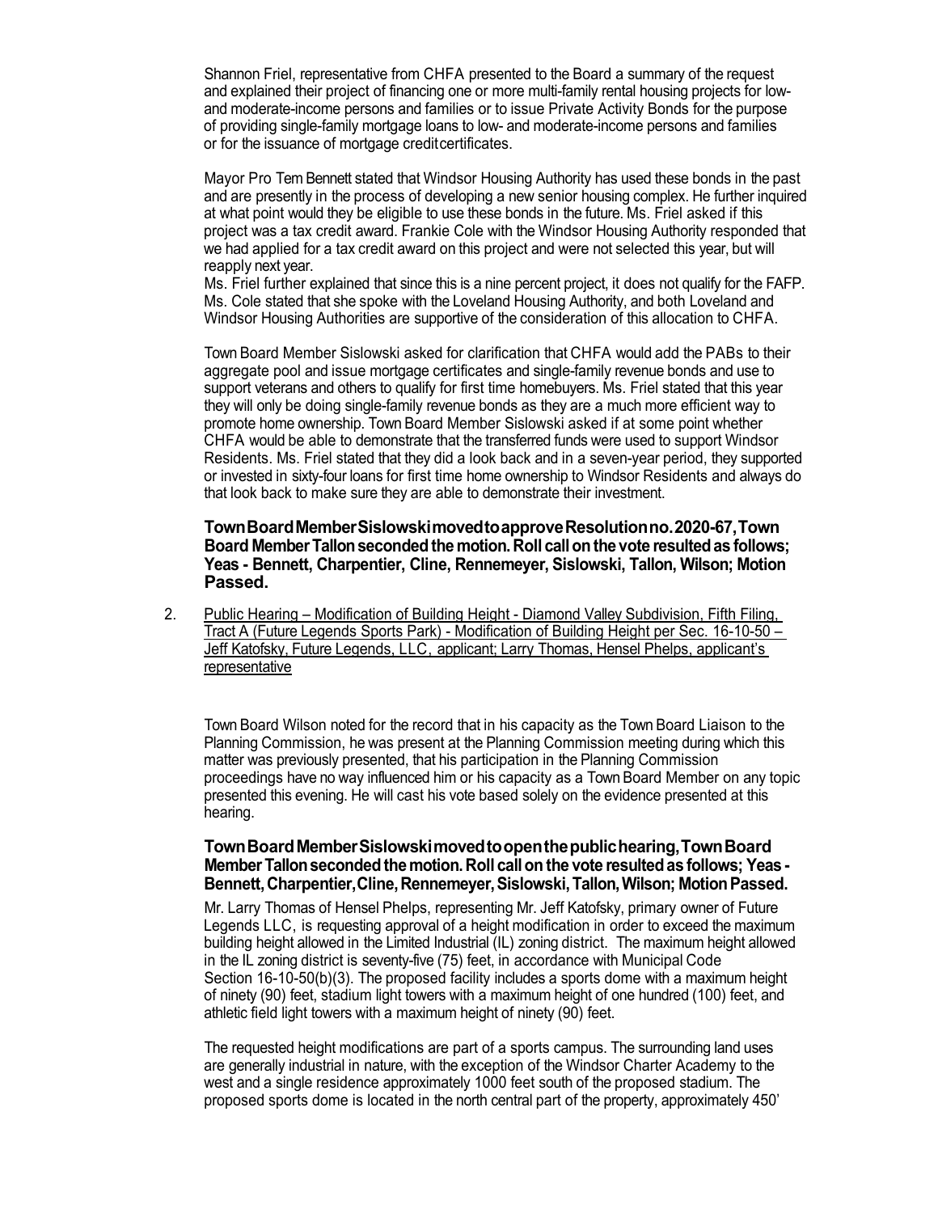Shannon Friel, representative from CHFA presented to the Board a summary of the request and explained their project of financing one or more multi-family rental housing projects for low- and moderate-income persons and families or to issue Private Activity Bonds for the purpose of providing single-family mortgage loans to low- and moderate-income persons and families or for the issuance of mortgage creditcertificates.

Mayor Pro Tem Bennett stated that Windsor Housing Authority has used these bonds in the past and are presently in the process of developing a new senior housing complex. He further inquired at what point would they be eligible to use these bonds in the future. Ms. Friel asked if this project was a tax credit award. Frankie Cole with the Windsor Housing Authority responded that we had applied for a tax credit award on this project and were not selected this year, but will reapply next year.
Ms. Friel further explained that since this is a nine percent project, it does not qualify for the FAFP. Ms. Cole stated that she spoke with the Loveland Housing Authority, and both Loveland and Windsor Housing Authorities are supportive of the consideration of this allocation to CHFA.

Town Board Member Sislowski asked for clarification that CHFA would add the PABs to their aggregate pool and issue mortgage certificates and single-family revenue bonds and use to support veterans and others to qualify for first time homebuyers. Ms. Friel stated that this year they will only be doing single-family revenue bonds as they are a much more efficient way to promote home ownership. Town Board Member Sislowski asked if at some point whether CHFA would be able to demonstrate that the transferred funds were used to support Windsor Residents. Ms. Friel stated that they did a look back and in a seven-year period, they supported or invested in sixty-four loans for first time home ownership to Windsor Residents and always do that look back to make sure they are able to demonstrate their investment.

**Town Board Member Sislowski moved to approve Resolution no. 2020-67, Town Board Member Tallon seconded the motion. Roll call on the vote resulted as follows; Yeas - Bennett, Charpentier, Cline, Rennemeyer, Sislowski, Tallon, Wilson; Motion Passed.**

2. Public Hearing – Modification of Building Height - Diamond Valley Subdivision, Fifth Filing, Tract A (Future Legends Sports Park) - Modification of Building Height per Sec. 16-10-50 – Jeff Katofsky, Future Legends, LLC, applicant; Larry Thomas, Hensel Phelps, applicant's representative

Town Board Wilson noted for the record that in his capacity as the Town Board Liaison to the Planning Commission, he was present at the Planning Commission meeting during which this matter was previously presented, that his participation in the Planning Commission proceedings have no way influenced him or his capacity as a Town Board Member on any topic presented this evening. He will cast his vote based solely on the evidence presented at this hearing.

**Town Board Member Sislowski moved to open the public hearing, Town Board Member Tallon seconded the motion. Roll call on the vote resulted as follows; Yeas - Bennett, Charpentier, Cline, Rennemeyer, Sislowski, Tallon, Wilson; Motion Passed.**

Mr. Larry Thomas of Hensel Phelps, representing Mr. Jeff Katofsky, primary owner of Future Legends LLC, is requesting approval of a height modification in order to exceed the maximum building height allowed in the Limited Industrial (IL) zoning district. The maximum height allowed in the IL zoning district is seventy-five (75) feet, in accordance with Municipal Code Section 16-10-50(b)(3). The proposed facility includes a sports dome with a maximum height of ninety (90) feet, stadium light towers with a maximum height of one hundred (100) feet, and athletic field light towers with a maximum height of ninety (90) feet.

The requested height modifications are part of a sports campus. The surrounding land uses are generally industrial in nature, with the exception of the Windsor Charter Academy to the west and a single residence approximately 1000 feet south of the proposed stadium. The proposed sports dome is located in the north central part of the property, approximately 450'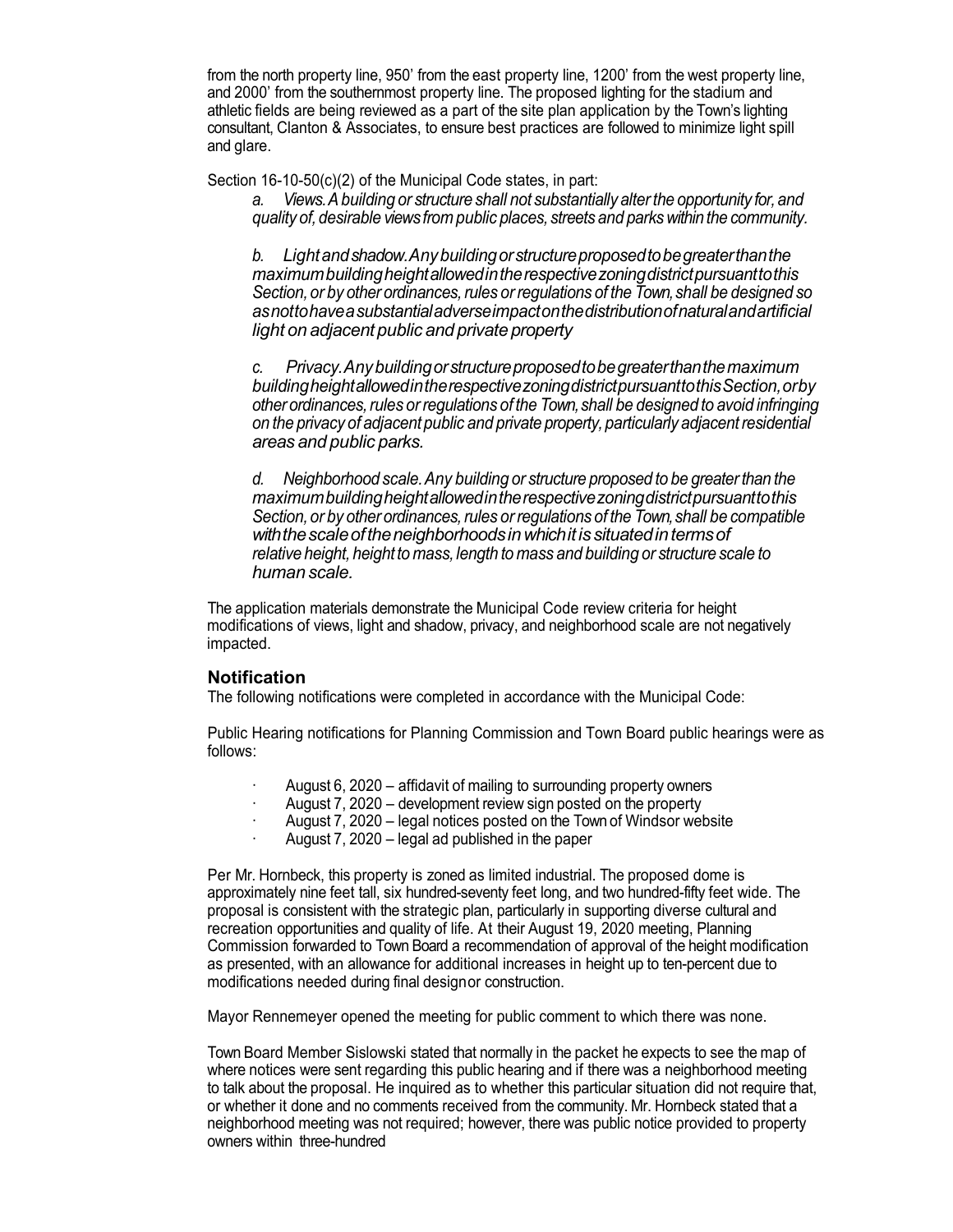from the north property line, 950' from the east property line, 1200' from the west property line, and 2000' from the southernmost property line. The proposed lighting for the stadium and athletic fields are being reviewed as a part of the site plan application by the Town's lighting consultant, Clanton & Associates, to ensure best practices are followed to minimize light spill and glare.

Section 16-10-50(c)(2) of the Municipal Code states, in part:

> *a. Views. A building or structure shall not substantially alter the opportunity for, and quality of, desirable views from public places, streets and parks within the community.*
>
> *b. Light and shadow. Any building or structure proposed to be greater than the maximum building height allowed in the respective zoning district pursuant to this Section, or by other ordinances, rules or regulations of the Town, shall be designed so as not to have a substantial adverse impact on the distribution of natural and artificial light on adjacent public and private property*
>
> *c. Privacy. Any building or structure proposed to be greater than the maximum building height allowed in the respective zoning district pursuant to this Section, or by other ordinances, rules or regulations of the Town, shall be designed to avoid infringing on the privacy of adjacent public and private property, particularly adjacent residential areas and public parks.*
>
> *d. Neighborhood scale. Any building or structure proposed to be greater than the maximum building height allowed in the respective zoning district pursuant to this Section, or by other ordinances, rules or regulations of the Town, shall be compatible with the scale of the neighborhoods in which it is situated in terms of relative height, height to mass, length to mass and building or structure scale to human scale.*

The application materials demonstrate the Municipal Code review criteria for height modifications of views, light and shadow, privacy, and neighborhood scale are not negatively impacted.

### Notification

The following notifications were completed in accordance with the Municipal Code:

Public Hearing notifications for Planning Commission and Town Board public hearings were as follows:

- August 6, 2020 – affidavit of mailing to surrounding property owners
- August 7, 2020 – development review sign posted on the property
- August 7, 2020 – legal notices posted on the Town of Windsor website
- August 7, 2020 – legal ad published in the paper

Per Mr. Hornbeck, this property is zoned as limited industrial. The proposed dome is approximately nine feet tall, six hundred-seventy feet long, and two hundred-fifty feet wide. The proposal is consistent with the strategic plan, particularly in supporting diverse cultural and recreation opportunities and quality of life. At their August 19, 2020 meeting, Planning Commission forwarded to Town Board a recommendation of approval of the height modification as presented, with an allowance for additional increases in height up to ten-percent due to modifications needed during final designor construction.

Mayor Rennemeyer opened the meeting for public comment to which there was none.

Town Board Member Sislowski stated that normally in the packet he expects to see the map of where notices were sent regarding this public hearing and if there was a neighborhood meeting to talk about the proposal. He inquired as to whether this particular situation did not require that, or whether it done and no comments received from the community. Mr. Hornbeck stated that a neighborhood meeting was not required; however, there was public notice provided to property owners within three-hundred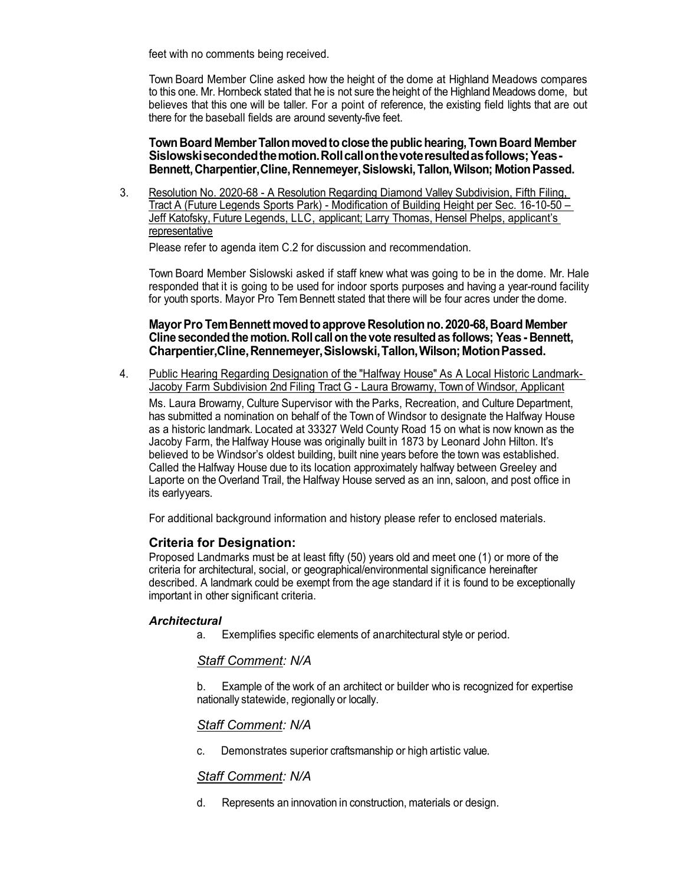feet with no comments being received.

Town Board Member Cline asked how the height of the dome at Highland Meadows compares to this one. Mr. Hornbeck stated that he is not sure the height of the Highland Meadows dome, but believes that this one will be taller. For a point of reference, the existing field lights that are out there for the baseball fields are around seventy-five feet.

**Town Board Member Tallon moved to close the public hearing, Town Board Member Sislowski seconded the motion. Roll call on the vote resulted as follows; Yeas - Bennett, Charpentier, Cline, Rennemeyer, Sislowski, Tallon, Wilson; Motion Passed.**

3. Resolution No. 2020-68 - A Resolution Regarding Diamond Valley Subdivision, Fifth Filing, Tract A (Future Legends Sports Park) - Modification of Building Height per Sec. 16-10-50 – Jeff Katofsky, Future Legends, LLC, applicant; Larry Thomas, Hensel Phelps, applicant's representative

   Please refer to agenda item C.2 for discussion and recommendation.

   Town Board Member Sislowski asked if staff knew what was going to be in the dome. Mr. Hale responded that it is going to be used for indoor sports purposes and having a year-round facility for youth sports. Mayor Pro Tem Bennett stated that there will be four acres under the dome.

   **Mayor Pro Tem Bennett moved to approve Resolution no. 2020-68, Board Member Cline seconded the motion. Roll call on the vote resulted as follows; Yeas - Bennett, Charpentier, Cline, Rennemeyer, Sislowski, Tallon, Wilson; Motion Passed.**

4. Public Hearing Regarding Designation of the "Halfway House" As A Local Historic Landmark- Jacoby Farm Subdivision 2nd Filing Tract G - Laura Browarny, Town of Windsor, Applicant

   Ms. Laura Browarny, Culture Supervisor with the Parks, Recreation, and Culture Department, has submitted a nomination on behalf of the Town of Windsor to designate the Halfway House as a historic landmark. Located at 33327 Weld County Road 15 on what is now known as the Jacoby Farm, the Halfway House was originally built in 1873 by Leonard John Hilton. It's believed to be Windsor's oldest building, built nine years before the town was established. Called the Halfway House due to its location approximately halfway between Greeley and Laporte on the Overland Trail, the Halfway House served as an inn, saloon, and post office in its early years.

   For additional background information and history please refer to enclosed materials.

### Criteria for Designation:

Proposed Landmarks must be at least fifty (50) years old and meet one (1) or more of the criteria for architectural, social, or geographical/environmental significance hereinafter described. A landmark could be exempt from the age standard if it is found to be exceptionally important in other significant criteria.

#### *Architectural*

a. Exemplifies specific elements of an architectural style or period.

*Staff Comment: N/A*

b. Example of the work of an architect or builder who is recognized for expertise nationally statewide, regionally or locally.

*Staff Comment: N/A*

c. Demonstrates superior craftsmanship or high artistic value.

*Staff Comment: N/A*

d. Represents an innovation in construction, materials or design.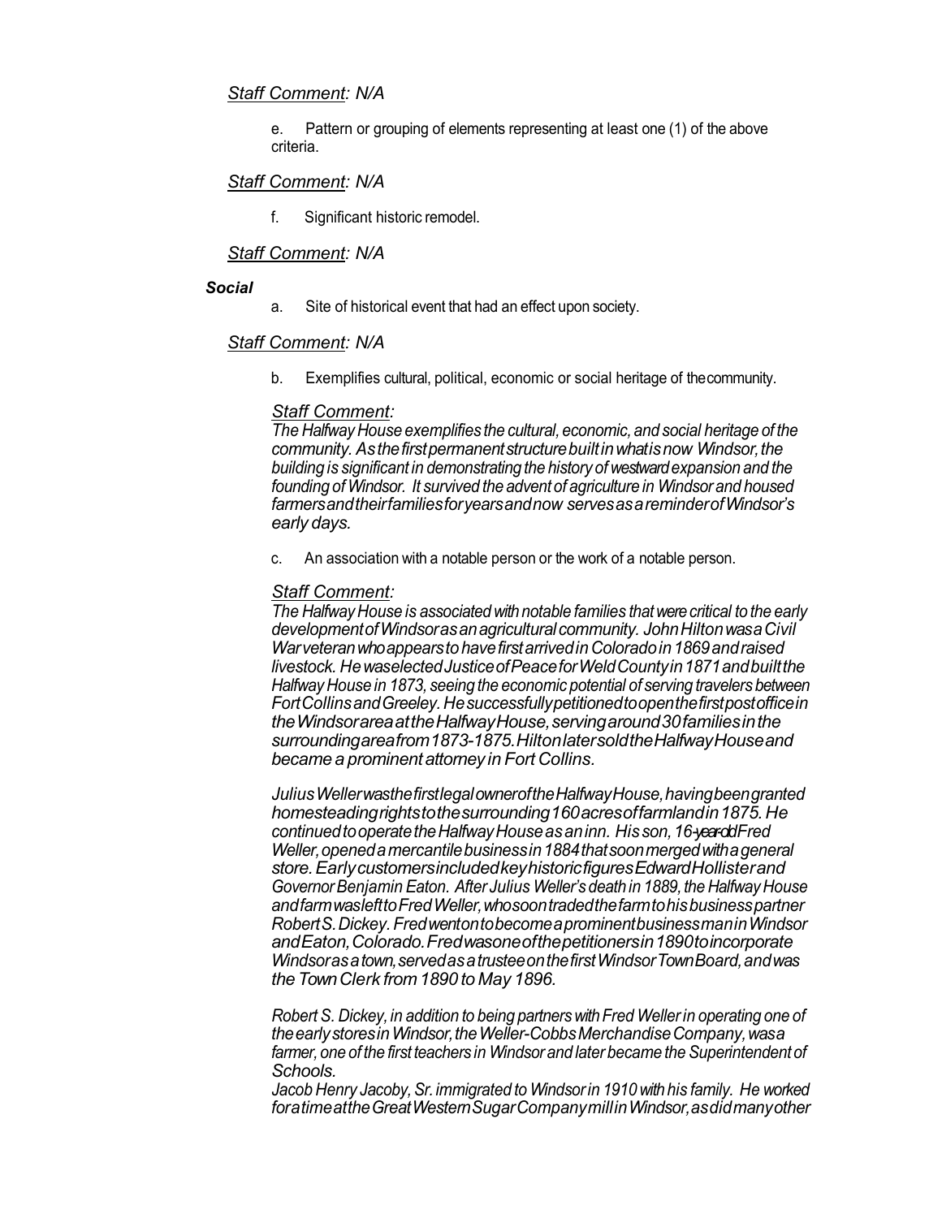*Staff Comment: N/A*

e. Pattern or grouping of elements representing at least one (1) of the above criteria.

*Staff Comment: N/A*

f. Significant historic remodel.

*Staff Comment: N/A*

***Social***

a. Site of historical event that had an effect upon society.

*Staff Comment: N/A*

b. Exemplifies cultural, political, economic or social heritage of the community.

*Staff Comment:*
*The Halfway House exemplifies the cultural, economic, and social heritage of the community. As the first permanent structure built in what is now Windsor, the building is significant in demonstrating the history of westward expansion and the founding of Windsor. It survived the advent of agriculture in Windsor and housed farmers and their families for years and now serves as a reminder of Windsor's early days.*

c. An association with a notable person or the work of a notable person.

*Staff Comment:*
*The Halfway House is associated with notable families that were critical to the early development of Windsor as an agricultural community. John Hilton was a Civil War veteran who appears to have first arrived in Colorado in 1869 and raised livestock. He was elected Justice of Peace for Weld County in 1871 and built the Halfway House in 1873, seeing the economic potential of serving travelers between Fort Collins and Greeley. He successfully petitioned to open the first post office in the Windsor area at the Halfway House, serving around 30 families in the surrounding area from 1873-1875. Hilton later sold the Halfway House and became a prominent attorney in Fort Collins.*

*Julius Weller was the first legal owner of the Halfway House, having been granted homesteading rights to the surrounding 160 acres of farmland in 1875. He continued to operate the Halfway House as an inn. His son, 16-year-old Fred Weller, opened a mercantile business in 1884 that soon merged with a general store. Early customers included key historic figures Edward Hollister and Governor Benjamin Eaton. After Julius Weller's death in 1889, the Halfway House and farm was left to Fred Weller, who soon traded the farm to his business partner Robert S. Dickey. Fred went on to become a prominent businessman in Windsor and Eaton, Colorado. Fred was one of the petitioners in 1890 to incorporate Windsor as a town, served as a trustee on the first Windsor Town Board, and was the Town Clerk from 1890 to May 1896.*

*Robert S. Dickey, in addition to being partners with Fred Weller in operating one of the early stores in Windsor, the Weller-Cobbs Merchandise Company, was a farmer, one of the first teachers in Windsor and later became the Superintendent of Schools.*
*Jacob Henry Jacoby, Sr. immigrated to Windsor in 1910 with his family. He worked for a time at the Great Western Sugar Company mill in Windsor, as did many other*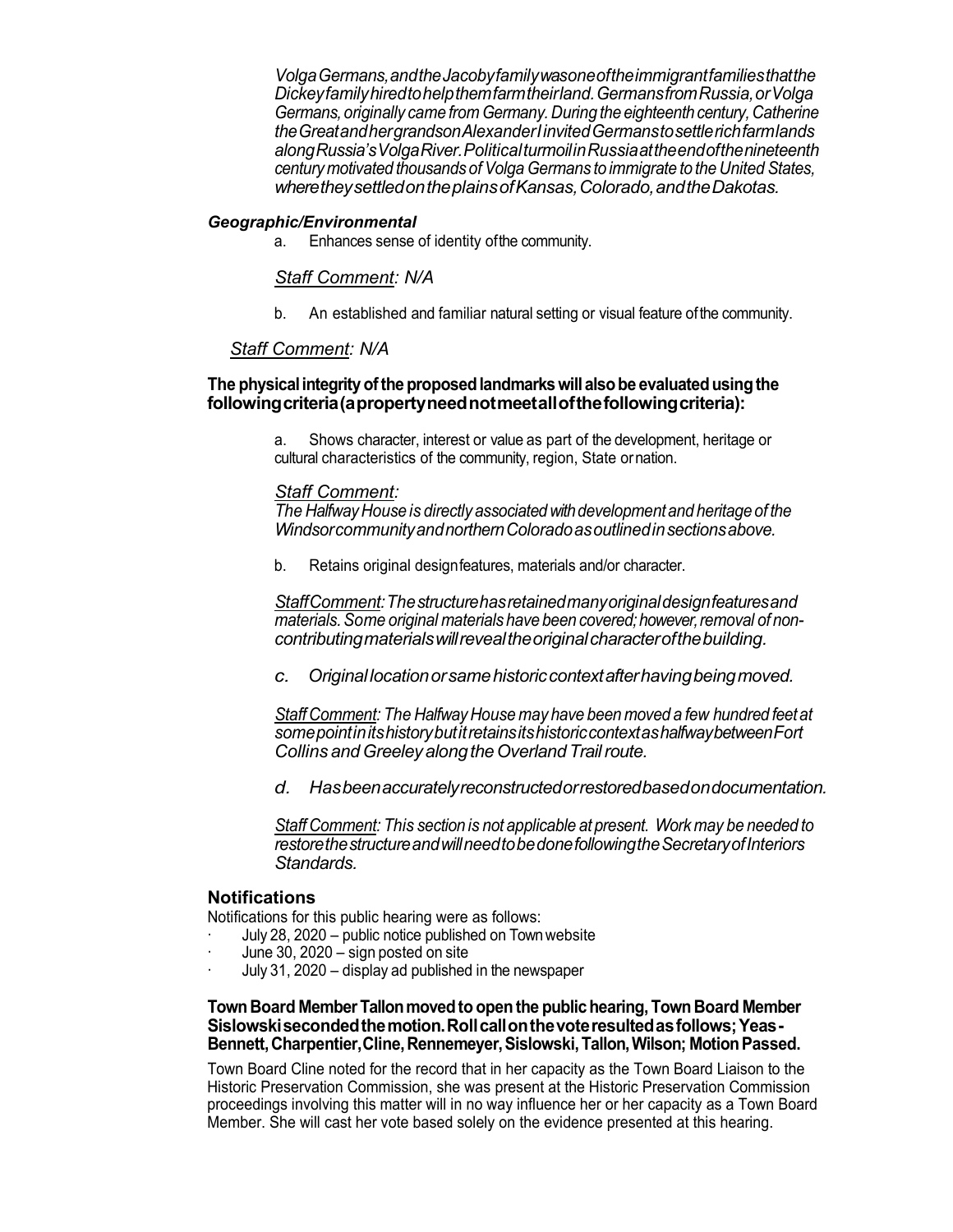*Volga Germans, and the Jacoby family was one of the immigrant families that the Dickey family hired to help them farm their land. Germans from Russia, or Volga Germans, originally came from Germany. During the eighteenth century, Catherine the Great and her grandson Alexander I invited Germans to settle rich farmlands along Russia's Volga River. Political turmoil in Russia at the end of the nineteenth century motivated thousands of Volga Germans to immigrate to the United States, where they settled on the plains of Kansas, Colorado, and the Dakotas.*

#### *Geographic/Environmental*

a. Enhances sense of identity of the community.

*Staff Comment: N/A*

b. An established and familiar natural setting or visual feature of the community.

*Staff Comment: N/A*

**The physical integrity of the proposed landmarks will also be evaluated using the following criteria (a property need not meet all of the following criteria):**

a. Shows character, interest or value as part of the development, heritage or cultural characteristics of the community, region, State or nation.

*Staff Comment:*
*The Halfway House is directly associated with development and heritage of the Windsor community and northern Colorado as outlined in sections above.*

b. Retains original design features, materials and/or character.

*Staff Comment: The structure has retained many original design features and materials. Some original materials have been covered; however, removal of non-contributing materials will reveal the original character of the building.*

*c. Original location or same historic context after having being moved.*

*Staff Comment: The Halfway House may have been moved a few hundred feet at some point in its history but it retains its historic context as halfway between Fort Collins and Greeley along the Overland Trail route.*

*d. Has been accurately reconstructed or restored based on documentation.*

*Staff Comment: This section is not applicable at present. Work may be needed to restore the structure and will need to be done following the Secretary of Interiors Standards.*

### Notifications

Notifications for this public hearing were as follows:

- July 28, 2020 – public notice published on Town website
- June 30, 2020 – sign posted on site
- July 31, 2020 – display ad published in the newspaper

**Town Board Member Tallon moved to open the public hearing, Town Board Member Sislowski seconded the motion. Roll call on the vote resulted as follows; Yeas - Bennett, Charpentier, Cline, Rennemeyer, Sislowski, Tallon, Wilson; Motion Passed.**

Town Board Cline noted for the record that in her capacity as the Town Board Liaison to the Historic Preservation Commission, she was present at the Historic Preservation Commission proceedings involving this matter will in no way influence her or her capacity as a Town Board Member. She will cast her vote based solely on the evidence presented at this hearing.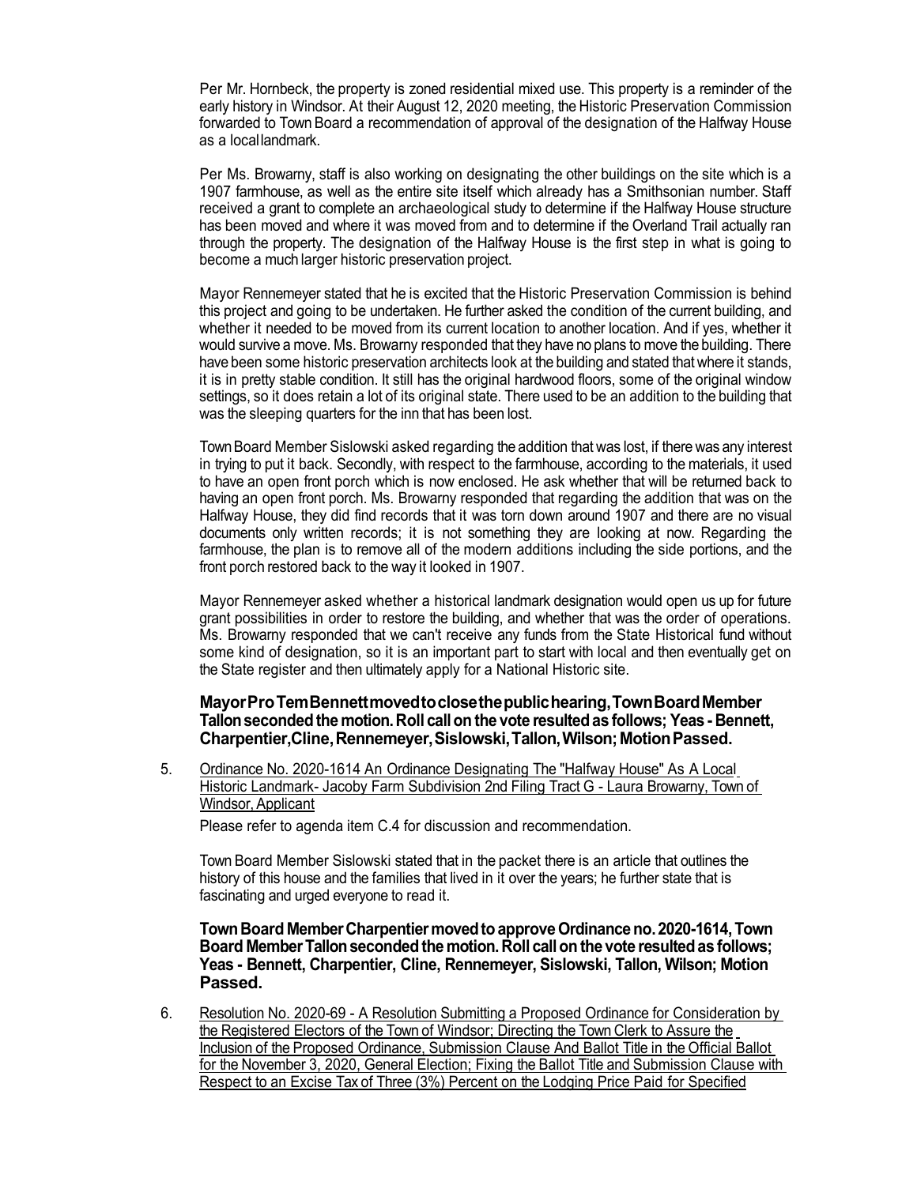Per Mr. Hornbeck, the property is zoned residential mixed use. This property is a reminder of the early history in Windsor. At their August 12, 2020 meeting, the Historic Preservation Commission forwarded to Town Board a recommendation of approval of the designation of the Halfway House as a local landmark.

Per Ms. Browarny, staff is also working on designating the other buildings on the site which is a 1907 farmhouse, as well as the entire site itself which already has a Smithsonian number. Staff received a grant to complete an archaeological study to determine if the Halfway House structure has been moved and where it was moved from and to determine if the Overland Trail actually ran through the property. The designation of the Halfway House is the first step in what is going to become a much larger historic preservation project.

Mayor Rennemeyer stated that he is excited that the Historic Preservation Commission is behind this project and going to be undertaken. He further asked the condition of the current building, and whether it needed to be moved from its current location to another location. And if yes, whether it would survive a move. Ms. Browarny responded that they have no plans to move the building. There have been some historic preservation architects look at the building and stated that where it stands, it is in pretty stable condition. It still has the original hardwood floors, some of the original window settings, so it does retain a lot of its original state. There used to be an addition to the building that was the sleeping quarters for the inn that has been lost.

Town Board Member Sislowski asked regarding the addition that was lost, if there was any interest in trying to put it back. Secondly, with respect to the farmhouse, according to the materials, it used to have an open front porch which is now enclosed. He ask whether that will be returned back to having an open front porch. Ms. Browarny responded that regarding the addition that was on the Halfway House, they did find records that it was torn down around 1907 and there are no visual documents only written records; it is not something they are looking at now. Regarding the farmhouse, the plan is to remove all of the modern additions including the side portions, and the front porch restored back to the way it looked in 1907.

Mayor Rennemeyer asked whether a historical landmark designation would open us up for future grant possibilities in order to restore the building, and whether that was the order of operations. Ms. Browarny responded that we can't receive any funds from the State Historical fund without some kind of designation, so it is an important part to start with local and then eventually get on the State register and then ultimately apply for a National Historic site.

**Mayor Pro Tem Bennett moved to close the public hearing, Town Board Member Tallon seconded the motion. Roll call on the vote resulted as follows; Yeas - Bennett, Charpentier, Cline, Rennemeyer, Sislowski, Tallon, Wilson; Motion Passed.**

5. Ordinance No. 2020-1614 An Ordinance Designating The "Halfway House" As A Local Historic Landmark- Jacoby Farm Subdivision 2nd Filing Tract G - Laura Browarny, Town of Windsor, Applicant

   Please refer to agenda item C.4 for discussion and recommendation.

   Town Board Member Sislowski stated that in the packet there is an article that outlines the history of this house and the families that lived in it over the years; he further state that is fascinating and urged everyone to read it.

   **Town Board Member Charpentier moved to approve Ordinance no. 2020-1614, Town Board Member Tallon seconded the motion. Roll call on the vote resulted as follows; Yeas - Bennett, Charpentier, Cline, Rennemeyer, Sislowski, Tallon, Wilson; Motion Passed.**

6. Resolution No. 2020-69 - A Resolution Submitting a Proposed Ordinance for Consideration by the Registered Electors of the Town of Windsor; Directing the Town Clerk to Assure the Inclusion of the Proposed Ordinance, Submission Clause And Ballot Title in the Official Ballot for the November 3, 2020, General Election; Fixing the Ballot Title and Submission Clause with Respect to an Excise Tax of Three (3%) Percent on the Lodging Price Paid for Specified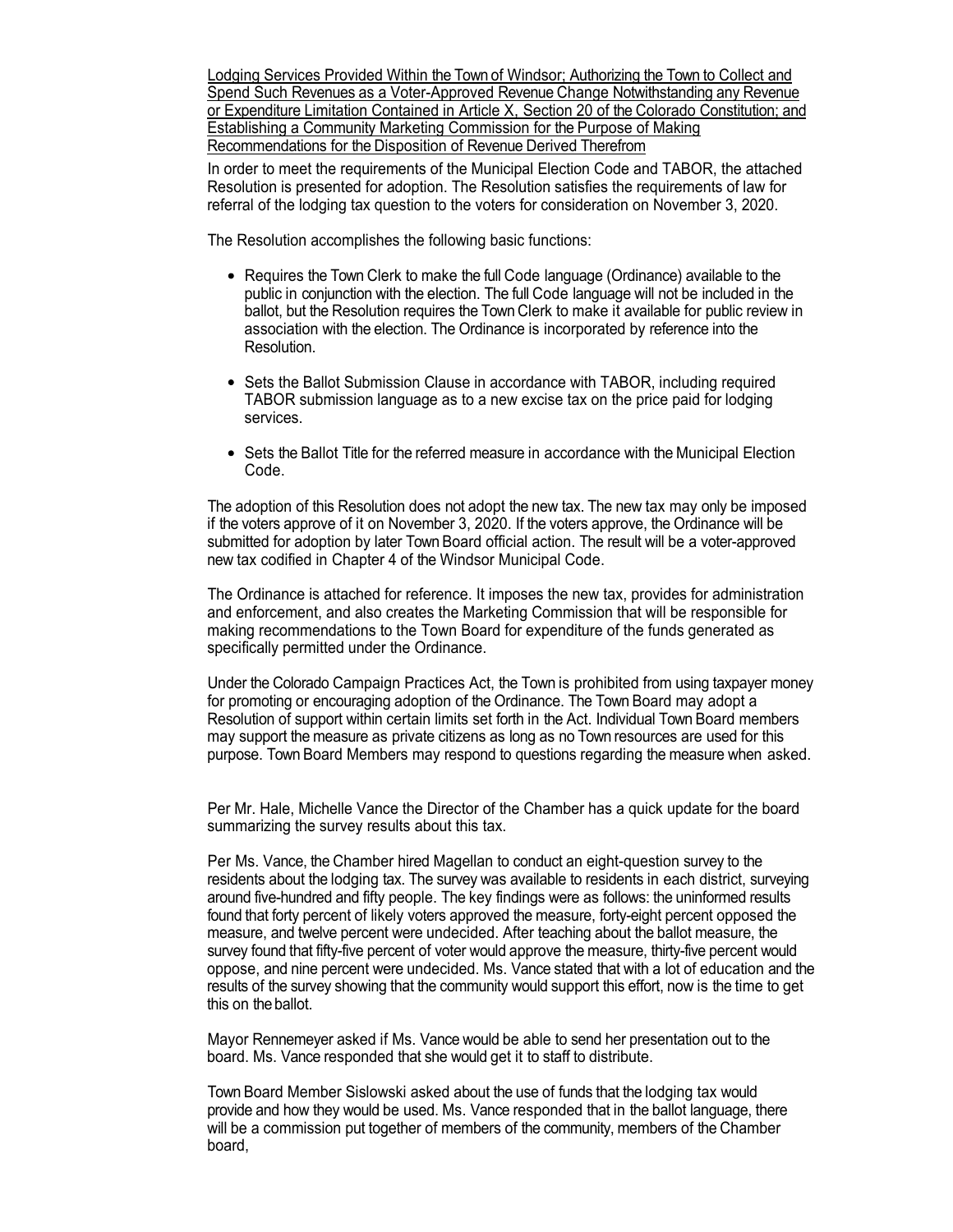Lodging Services Provided Within the Town of Windsor; Authorizing the Town to Collect and Spend Such Revenues as a Voter-Approved Revenue Change Notwithstanding any Revenue or Expenditure Limitation Contained in Article X, Section 20 of the Colorado Constitution; and Establishing a Community Marketing Commission for the Purpose of Making Recommendations for the Disposition of Revenue Derived Therefrom

In order to meet the requirements of the Municipal Election Code and TABOR, the attached Resolution is presented for adoption. The Resolution satisfies the requirements of law for referral of the lodging tax question to the voters for consideration on November 3, 2020.

The Resolution accomplishes the following basic functions:

- Requires the Town Clerk to make the full Code language (Ordinance) available to the public in conjunction with the election. The full Code language will not be included in the ballot, but the Resolution requires the Town Clerk to make it available for public review in association with the election. The Ordinance is incorporated by reference into the Resolution.
- Sets the Ballot Submission Clause in accordance with TABOR, including required TABOR submission language as to a new excise tax on the price paid for lodging services.
- Sets the Ballot Title for the referred measure in accordance with the Municipal Election Code.

The adoption of this Resolution does not adopt the new tax. The new tax may only be imposed if the voters approve of it on November 3, 2020. If the voters approve, the Ordinance will be submitted for adoption by later Town Board official action. The result will be a voter-approved new tax codified in Chapter 4 of the Windsor Municipal Code.

The Ordinance is attached for reference. It imposes the new tax, provides for administration and enforcement, and also creates the Marketing Commission that will be responsible for making recommendations to the Town Board for expenditure of the funds generated as specifically permitted under the Ordinance.

Under the Colorado Campaign Practices Act, the Town is prohibited from using taxpayer money for promoting or encouraging adoption of the Ordinance. The Town Board may adopt a Resolution of support within certain limits set forth in the Act. Individual Town Board members may support the measure as private citizens as long as no Town resources are used for this purpose. Town Board Members may respond to questions regarding the measure when asked.

Per Mr. Hale, Michelle Vance the Director of the Chamber has a quick update for the board summarizing the survey results about this tax.

Per Ms. Vance, the Chamber hired Magellan to conduct an eight-question survey to the residents about the lodging tax. The survey was available to residents in each district, surveying around five-hundred and fifty people. The key findings were as follows: the uninformed results found that forty percent of likely voters approved the measure, forty-eight percent opposed the measure, and twelve percent were undecided. After teaching about the ballot measure, the survey found that fifty-five percent of voter would approve the measure, thirty-five percent would oppose, and nine percent were undecided. Ms. Vance stated that with a lot of education and the results of the survey showing that the community would support this effort, now is the time to get this on the ballot.

Mayor Rennemeyer asked if Ms. Vance would be able to send her presentation out to the board. Ms. Vance responded that she would get it to staff to distribute.

Town Board Member Sislowski asked about the use of funds that the lodging tax would provide and how they would be used. Ms. Vance responded that in the ballot language, there will be a commission put together of members of the community, members of the Chamber board,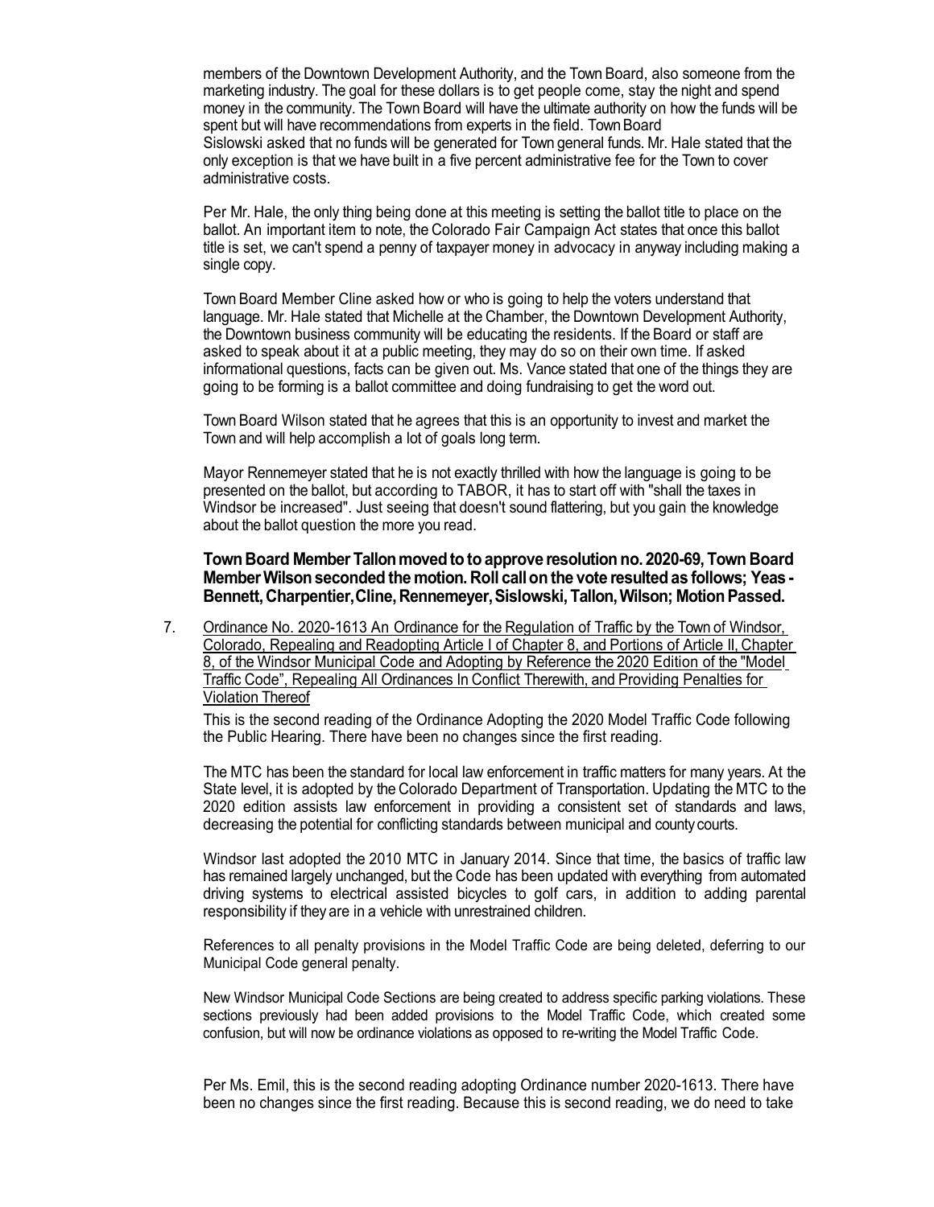members of the Downtown Development Authority, and the Town Board, also someone from the marketing industry. The goal for these dollars is to get people come, stay the night and spend money in the community. The Town Board will have the ultimate authority on how the funds will be spent but will have recommendations from experts in the field. Town Board Sislowski asked that no funds will be generated for Town general funds. Mr. Hale stated that the only exception is that we have built in a five percent administrative fee for the Town to cover administrative costs.

Per Mr. Hale, the only thing being done at this meeting is setting the ballot title to place on the ballot. An important item to note, the Colorado Fair Campaign Act states that once this ballot title is set, we can't spend a penny of taxpayer money in advocacy in anyway including making a single copy.

Town Board Member Cline asked how or who is going to help the voters understand that language. Mr. Hale stated that Michelle at the Chamber, the Downtown Development Authority, the Downtown business community will be educating the residents. If the Board or staff are asked to speak about it at a public meeting, they may do so on their own time. If asked informational questions, facts can be given out. Ms. Vance stated that one of the things they are going to be forming is a ballot committee and doing fundraising to get the word out.

Town Board Wilson stated that he agrees that this is an opportunity to invest and market the Town and will help accomplish a lot of goals long term.

Mayor Rennemeyer stated that he is not exactly thrilled with how the language is going to be presented on the ballot, but according to TABOR, it has to start off with "shall the taxes in Windsor be increased". Just seeing that doesn't sound flattering, but you gain the knowledge about the ballot question the more you read.

**Town Board Member Tallon moved to to approve resolution no. 2020-69, Town Board Member Wilson seconded the motion. Roll call on the vote resulted as follows; Yeas - Bennett, Charpentier, Cline, Rennemeyer, Sislowski, Tallon, Wilson; Motion Passed.**

7. Ordinance No. 2020-1613 An Ordinance for the Regulation of Traffic by the Town of Windsor, Colorado, Repealing and Readopting Article I of Chapter 8, and Portions of Article II, Chapter 8, of the Windsor Municipal Code and Adopting by Reference the 2020 Edition of the "Model Traffic Code", Repealing All Ordinances In Conflict Therewith, and Providing Penalties for Violation Thereof

   This is the second reading of the Ordinance Adopting the 2020 Model Traffic Code following the Public Hearing. There have been no changes since the first reading.

   The MTC has been the standard for local law enforcement in traffic matters for many years. At the State level, it is adopted by the Colorado Department of Transportation. Updating the MTC to the 2020 edition assists law enforcement in providing a consistent set of standards and laws, decreasing the potential for conflicting standards between municipal and county courts.

   Windsor last adopted the 2010 MTC in January 2014. Since that time, the basics of traffic law has remained largely unchanged, but the Code has been updated with everything from automated driving systems to electrical assisted bicycles to golf cars, in addition to adding parental responsibility if they are in a vehicle with unrestrained children.

   References to all penalty provisions in the Model Traffic Code are being deleted, deferring to our Municipal Code general penalty.

   New Windsor Municipal Code Sections are being created to address specific parking violations. These sections previously had been added provisions to the Model Traffic Code, which created some confusion, but will now be ordinance violations as opposed to re-writing the Model Traffic Code.

   Per Ms. Emil, this is the second reading adopting Ordinance number 2020-1613. There have been no changes since the first reading. Because this is second reading, we do need to take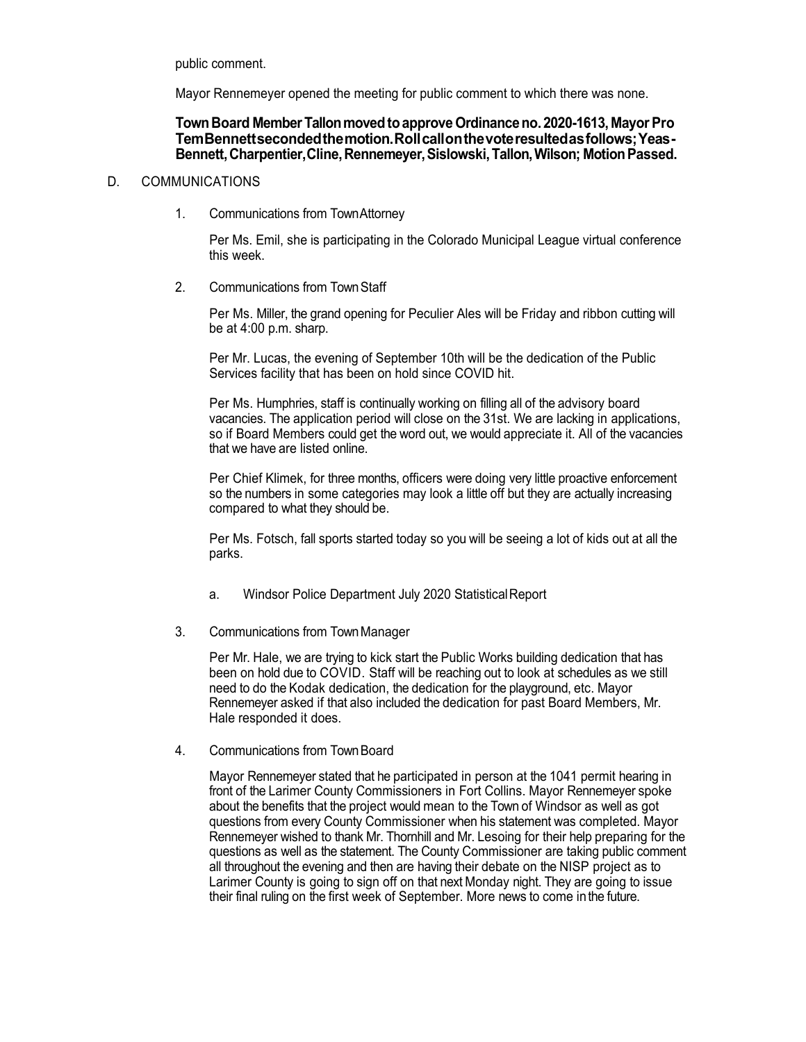public comment.

Mayor Rennemeyer opened the meeting for public comment to which there was none.

**Town Board Member Tallon moved to approve Ordinance no. 2020-1613, Mayor Pro Tem Bennett seconded the motion. Roll call on the vote resulted as follows; Yeas-Bennett, Charpentier, Cline, Rennemeyer, Sislowski, Tallon, Wilson; Motion Passed.**

D. COMMUNICATIONS

1. Communications from Town Attorney

   Per Ms. Emil, she is participating in the Colorado Municipal League virtual conference this week.

2. Communications from Town Staff

   Per Ms. Miller, the grand opening for Peculier Ales will be Friday and ribbon cutting will be at 4:00 p.m. sharp.

   Per Mr. Lucas, the evening of September 10th will be the dedication of the Public Services facility that has been on hold since COVID hit.

   Per Ms. Humphries, staff is continually working on filling all of the advisory board vacancies. The application period will close on the 31st. We are lacking in applications, so if Board Members could get the word out, we would appreciate it. All of the vacancies that we have are listed online.

   Per Chief Klimek, for three months, officers were doing very little proactive enforcement so the numbers in some categories may look a little off but they are actually increasing compared to what they should be.

   Per Ms. Fotsch, fall sports started today so you will be seeing a lot of kids out at all the parks.

   a. Windsor Police Department July 2020 Statistical Report

3. Communications from Town Manager

   Per Mr. Hale, we are trying to kick start the Public Works building dedication that has been on hold due to COVID. Staff will be reaching out to look at schedules as we still need to do the Kodak dedication, the dedication for the playground, etc. Mayor Rennemeyer asked if that also included the dedication for past Board Members, Mr. Hale responded it does.

4. Communications from Town Board

   Mayor Rennemeyer stated that he participated in person at the 1041 permit hearing in front of the Larimer County Commissioners in Fort Collins. Mayor Rennemeyer spoke about the benefits that the project would mean to the Town of Windsor as well as got questions from every County Commissioner when his statement was completed. Mayor Rennemeyer wished to thank Mr. Thornhill and Mr. Lesoing for their help preparing for the questions as well as the statement. The County Commissioner are taking public comment all throughout the evening and then are having their debate on the NISP project as to Larimer County is going to sign off on that next Monday night. They are going to issue their final ruling on the first week of September. More news to come in the future.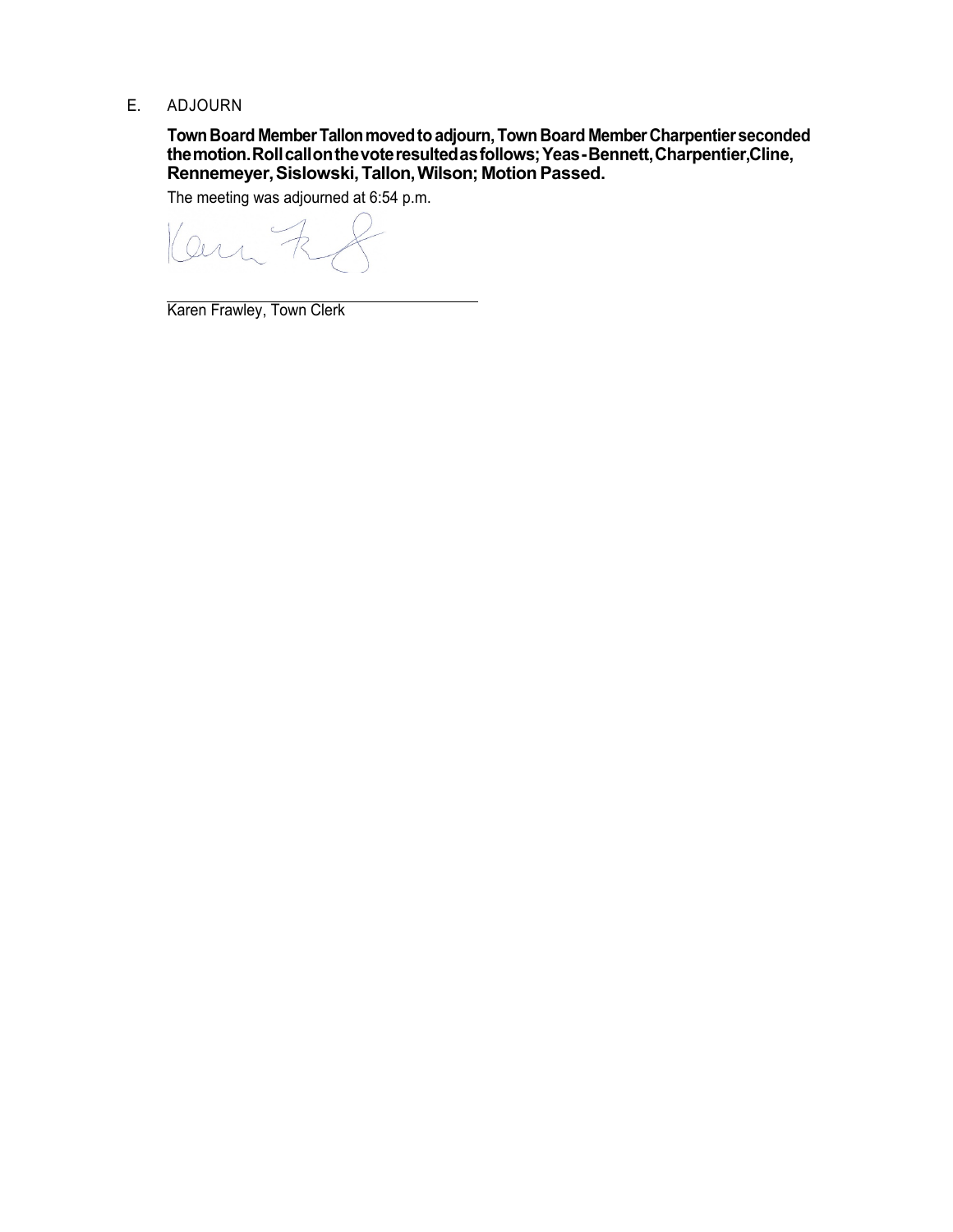E. ADJOURN

**Town Board Member Tallon moved to adjourn, Town Board Member Charpentier seconded the motion. Roll call on the vote resulted as follows; Yeas - Bennett, Charpentier, Cline, Rennemeyer, Sislowski, Tallon, Wilson; Motion Passed.**

The meeting was adjourned at 6:54 p.m.

Karen Frawley, Town Clerk